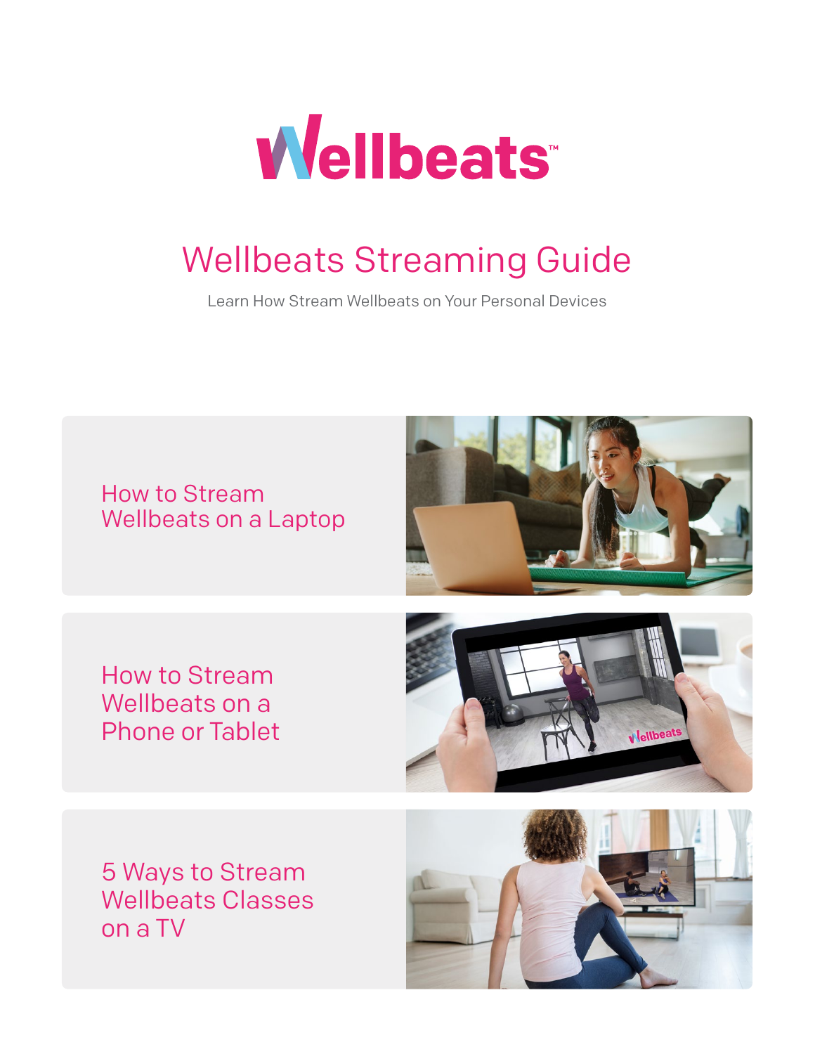# Wellbeats Streaming Guide

Learn How Stream Wellbeats on Your Personal Devices

## How to Stream Wellbeats on a Laptop

## How to Stream Wellbeats on a Phone or Tablet

## 5 Ways to Stream Wellbeats Classes on a TV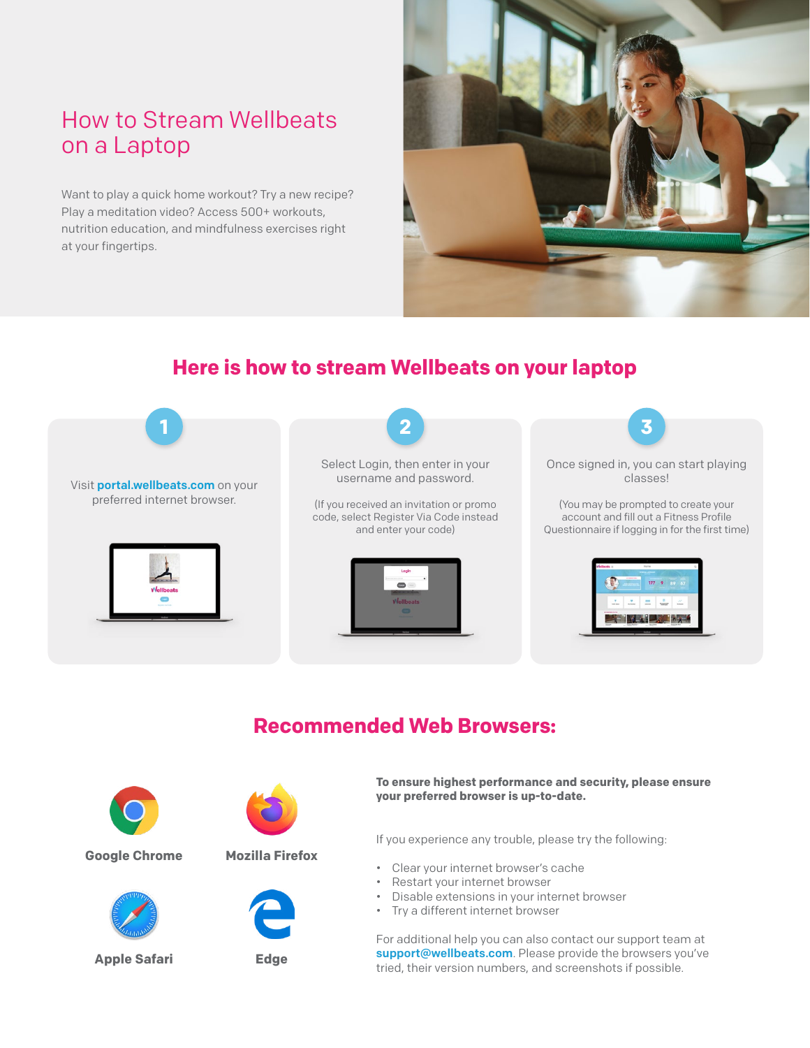# How to Stream Wellbeats on a Laptop

Want to play a quick home workout? Try a new recipe? Play a meditation video? Access 500+ workouts, nutrition education, and mindfulness exercises right at your fingertips.

## Here is how to stream Wellbeats on your laptop

**1**

Visit **portal.wellbeats.com** on your preferred internet browser.

**2**

Select Login, then enter in your username and password.

(If you received an invitation or promo code, select Register Via Code instead and enter your code)

**3**

Once signed in, you can start playing classes!

(You may be prompted to create your account and fill out a Fitness Profile Questionnaire if logging in for the first time)

## Recommended Web Browsers:

- Google Chrome
- Mozilla Firefox
- Apple Safari
- Edge

**To ensure highest performance and security, please ensure your preferred browser is up-to-date.**

If you experience any trouble, please try the following:

- Clear your internet browser's cache
- Restart your internet browser
- Disable extensions in your internet browser
- Try a different internet browser

For additional help you can also contact our support team at **support@wellbeats.com**. Please provide the browsers you've tried, their version numbers, and screenshots if possible.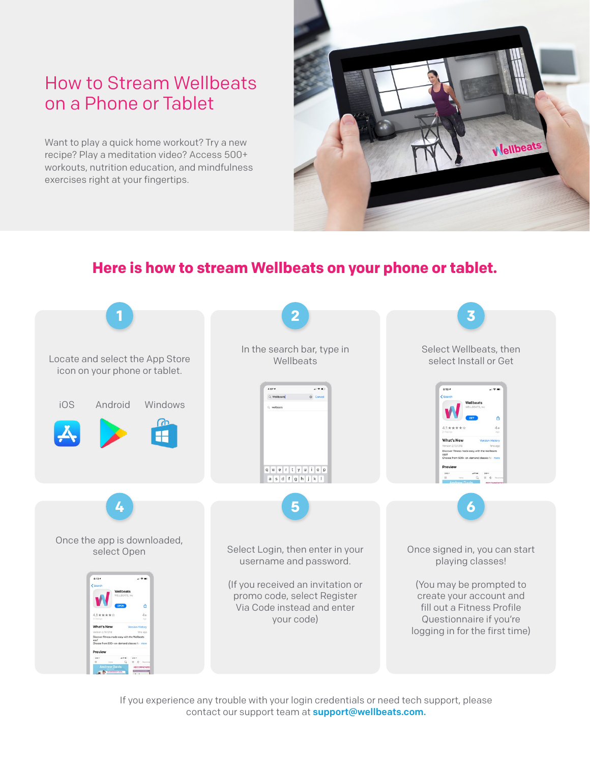# How to Stream Wellbeats on a Phone or Tablet

Want to play a quick home workout? Try a new recipe? Play a meditation video? Access 500+ workouts, nutrition education, and mindfulness exercises right at your fingertips.

## Here is how to stream Wellbeats on your phone or tablet.

**1**

Locate and select the App Store icon on your phone or tablet.

iOS Android Windows

**2**

In the search bar, type in Wellbeats

**3**

Select Wellbeats, then select Install or Get

**4**

Once the app is downloaded, select Open

**5**

Select Login, then enter in your username and password.

(If you received an invitation or promo code, select Register Via Code instead and enter your code)

**6**

Once signed in, you can start playing classes!

(You may be prompted to create your account and fill out a Fitness Profile Questionnaire if you're logging in for the first time)

If you experience any trouble with your login credentials or need tech support, please contact our support team at **support@wellbeats.com.**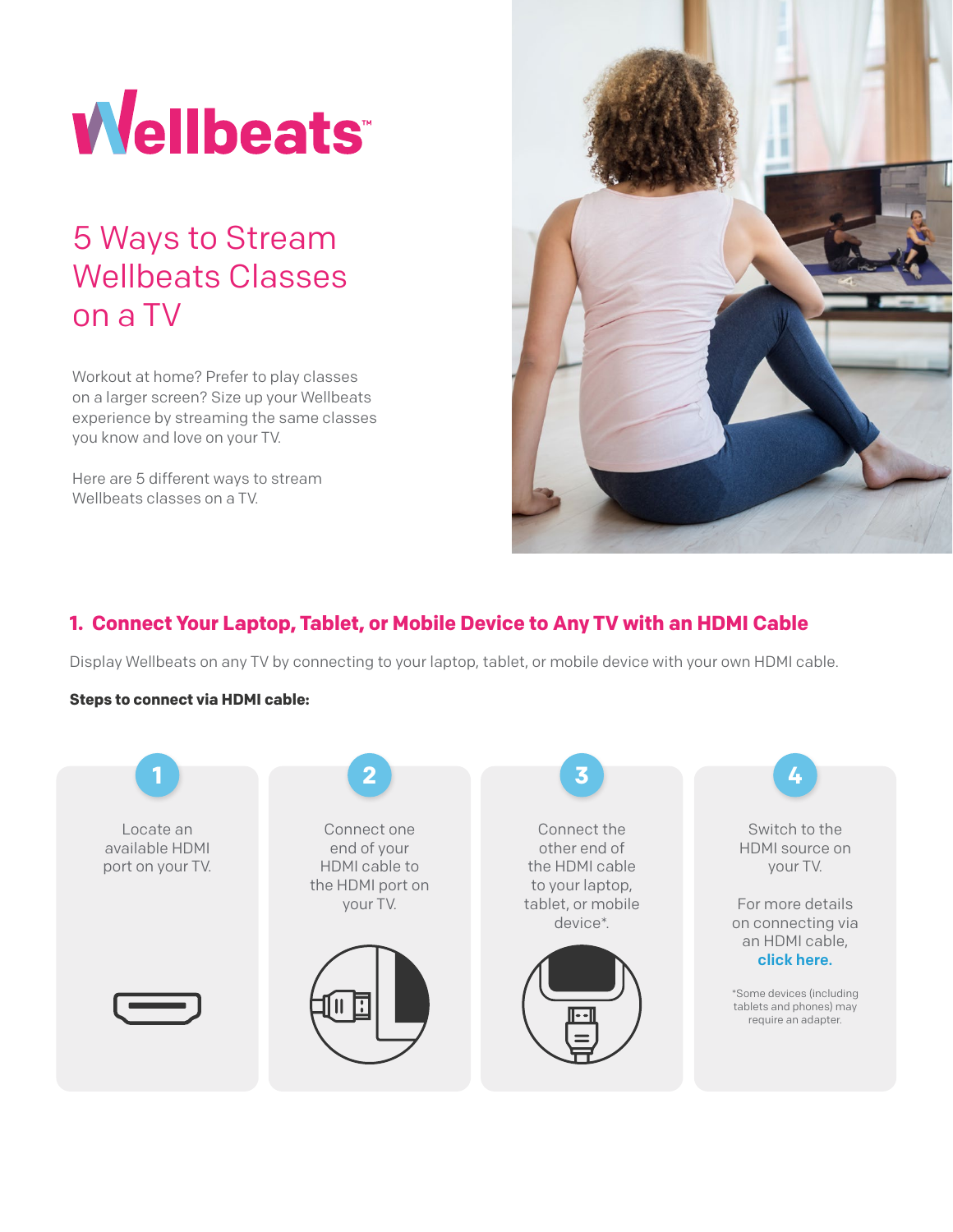# Wellbeats™

## 5 Ways to Stream Wellbeats Classes on a TV

Workout at home? Prefer to play classes on a larger screen? Size up your Wellbeats experience by streaming the same classes you know and love on your TV.

Here are 5 different ways to stream Wellbeats classes on a TV.

### 1. Connect Your Laptop, Tablet, or Mobile Device to Any TV with an HDMI Cable

Display Wellbeats on any TV by connecting to your laptop, tablet, or mobile device with your own HDMI cable.

**Steps to connect via HDMI cable:**

1. Locate an available HDMI port on your TV.
2. Connect one end of your HDMI cable to the HDMI port on your TV.
3. Connect the other end of the HDMI cable to your laptop, tablet, or mobile device*.
4. Switch to the HDMI source on your TV.

   For more details on connecting via an HDMI cable, **click here.**

*Some devices (including tablets and phones) may require an adapter.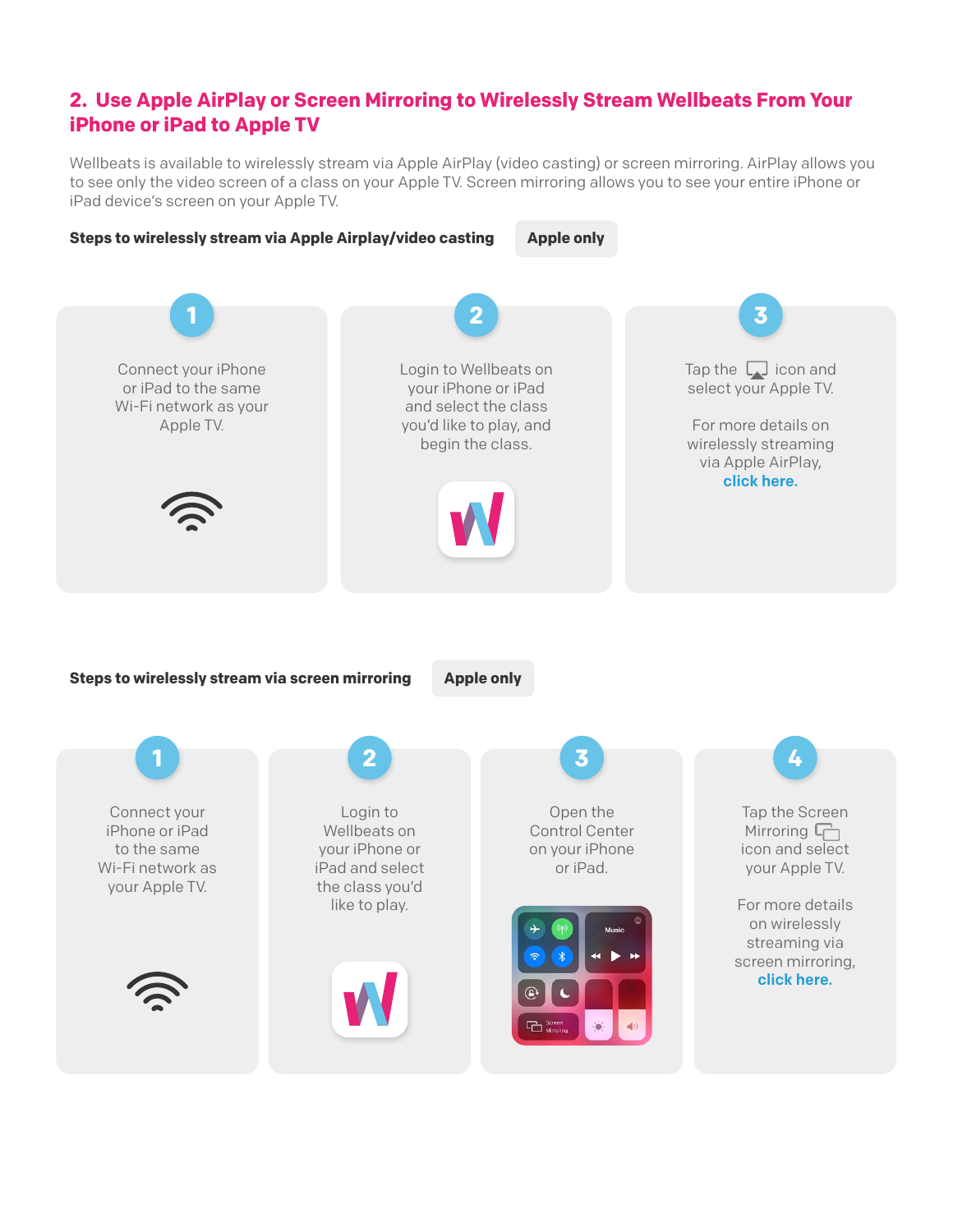## 2. Use Apple AirPlay or Screen Mirroring to Wirelessly Stream Wellbeats From Your iPhone or iPad to Apple TV

Wellbeats is available to wirelessly stream via Apple AirPlay (video casting) or screen mirroring. AirPlay allows you to see only the video screen of a class on your Apple TV. Screen mirroring allows you to see your entire iPhone or iPad device's screen on your Apple TV.

**Steps to wirelessly stream via Apple Airplay/video casting** — **Apple only**

1. Connect your iPhone or iPad to the same Wi-Fi network as your Apple TV.
2. Login to Wellbeats on your iPhone or iPad and select the class you'd like to play, and begin the class.
3. Tap the icon and select your Apple TV.

   For more details on wirelessly streaming via Apple AirPlay, **click here.**

**Steps to wirelessly stream via screen mirroring** — **Apple only**

1. Connect your iPhone or iPad to the same Wi-Fi network as your Apple TV.
2. Login to Wellbeats on your iPhone or iPad and select the class you'd like to play.
3. Open the Control Center on your iPhone or iPad.
4. Tap the Screen Mirroring icon and select your Apple TV.

   For more details on wirelessly streaming via screen mirroring, **click here.**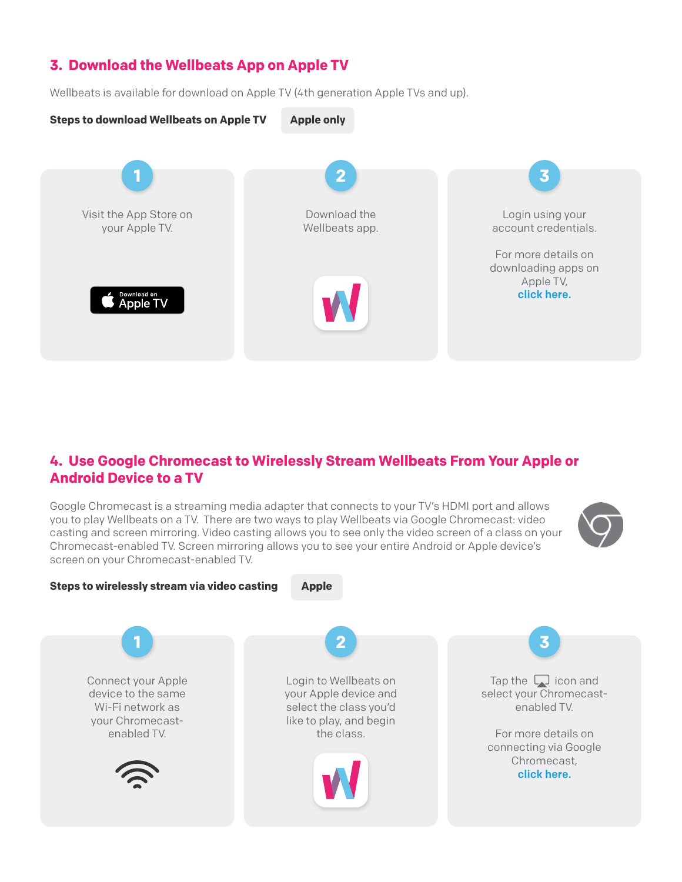## 3. Download the Wellbeats App on Apple TV

Wellbeats is available for download on Apple TV (4th generation Apple TVs and up).

**Steps to download Wellbeats on Apple TV** **Apple only**

1. Visit the App Store on your Apple TV.

   Download on Apple TV

2. Download the Wellbeats app.

3. Login using your account credentials.

   For more details on downloading apps on Apple TV, **click here.**

## 4. Use Google Chromecast to Wirelessly Stream Wellbeats From Your Apple or Android Device to a TV

Google Chromecast is a streaming media adapter that connects to your TV's HDMI port and allows you to play Wellbeats on a TV. There are two ways to play Wellbeats via Google Chromecast: video casting and screen mirroring. Video casting allows you to see only the video screen of a class on your Chromecast-enabled TV. Screen mirroring allows you to see your entire Android or Apple device's screen on your Chromecast-enabled TV.

**Steps to wirelessly stream via video casting** **Apple**

1. Connect your Apple device to the same Wi-Fi network as your Chromecast-enabled TV.

2. Login to Wellbeats on your Apple device and select the class you'd like to play, and begin the class.

3. Tap the icon and select your Chromecast-enabled TV.

   For more details on connecting via Google Chromecast, **click here.**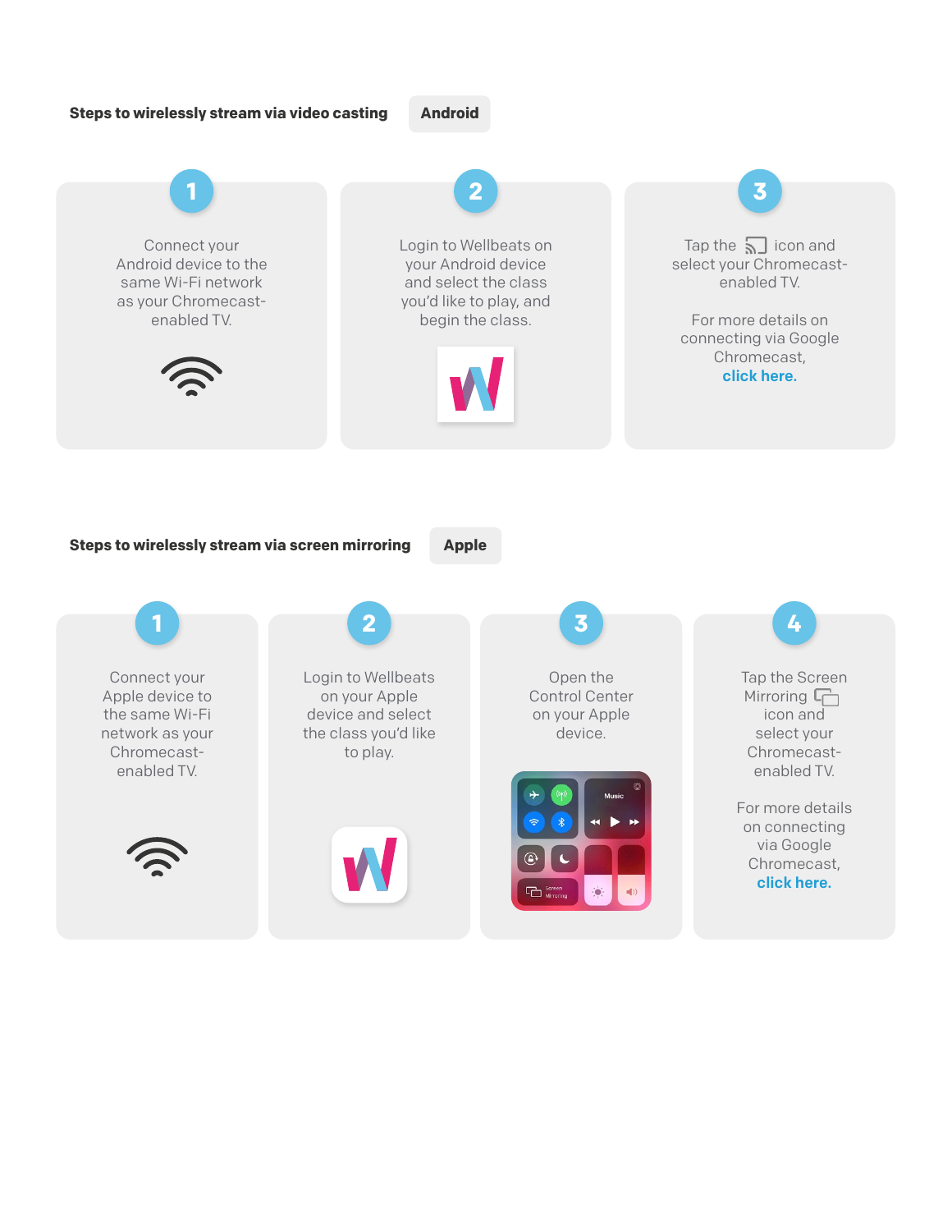## Steps to wirelessly stream via video casting — Android

**1**

Connect your Android device to the same Wi-Fi network as your Chromecast-enabled TV.

**2**

Login to Wellbeats on your Android device and select the class you'd like to play, and begin the class.

**3**

Tap the icon and select your Chromecast-enabled TV.

For more details on connecting via Google Chromecast, **click here.**

## Steps to wirelessly stream via screen mirroring — Apple

**1**

Connect your Apple device to the same Wi-Fi network as your Chromecast-enabled TV.

**2**

Login to Wellbeats on your Apple device and select the class you'd like to play.

**3**

Open the Control Center on your Apple device.

**4**

Tap the Screen Mirroring icon and select your Chromecast-enabled TV.

For more details on connecting via Google Chromecast, **click here.**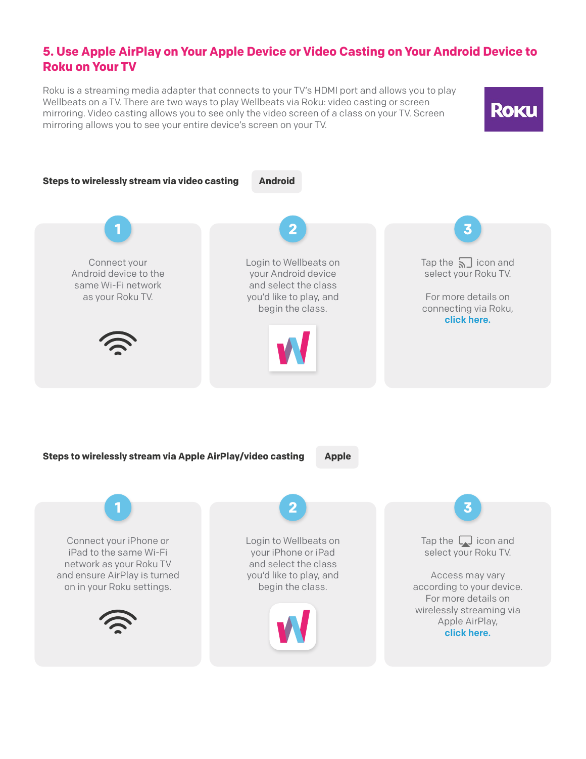## 5. Use Apple AirPlay on Your Apple Device or Video Casting on Your Android Device to Roku on Your TV

Roku is a streaming media adapter that connects to your TV's HDMI port and allows you to play Wellbeats on a TV. There are two ways to play Wellbeats via Roku: video casting or screen mirroring. Video casting allows you to see only the video screen of a class on your TV. Screen mirroring allows you to see your entire device's screen on your TV.

**Steps to wirelessly stream via video casting** — **Android**

1. Connect your Android device to the same Wi-Fi network as your Roku TV.
2. Login to Wellbeats on your Android device and select the class you'd like to play, and begin the class.
3. Tap the icon and select your Roku TV.

   For more details on connecting via Roku, **click here.**

**Steps to wirelessly stream via Apple AirPlay/video casting** — **Apple**

1. Connect your iPhone or iPad to the same Wi-Fi network as your Roku TV and ensure AirPlay is turned on in your Roku settings.
2. Login to Wellbeats on your iPhone or iPad and select the class you'd like to play, and begin the class.
3. Tap the icon and select your Roku TV.

   Access may vary according to your device. For more details on wirelessly streaming via Apple AirPlay, **click here.**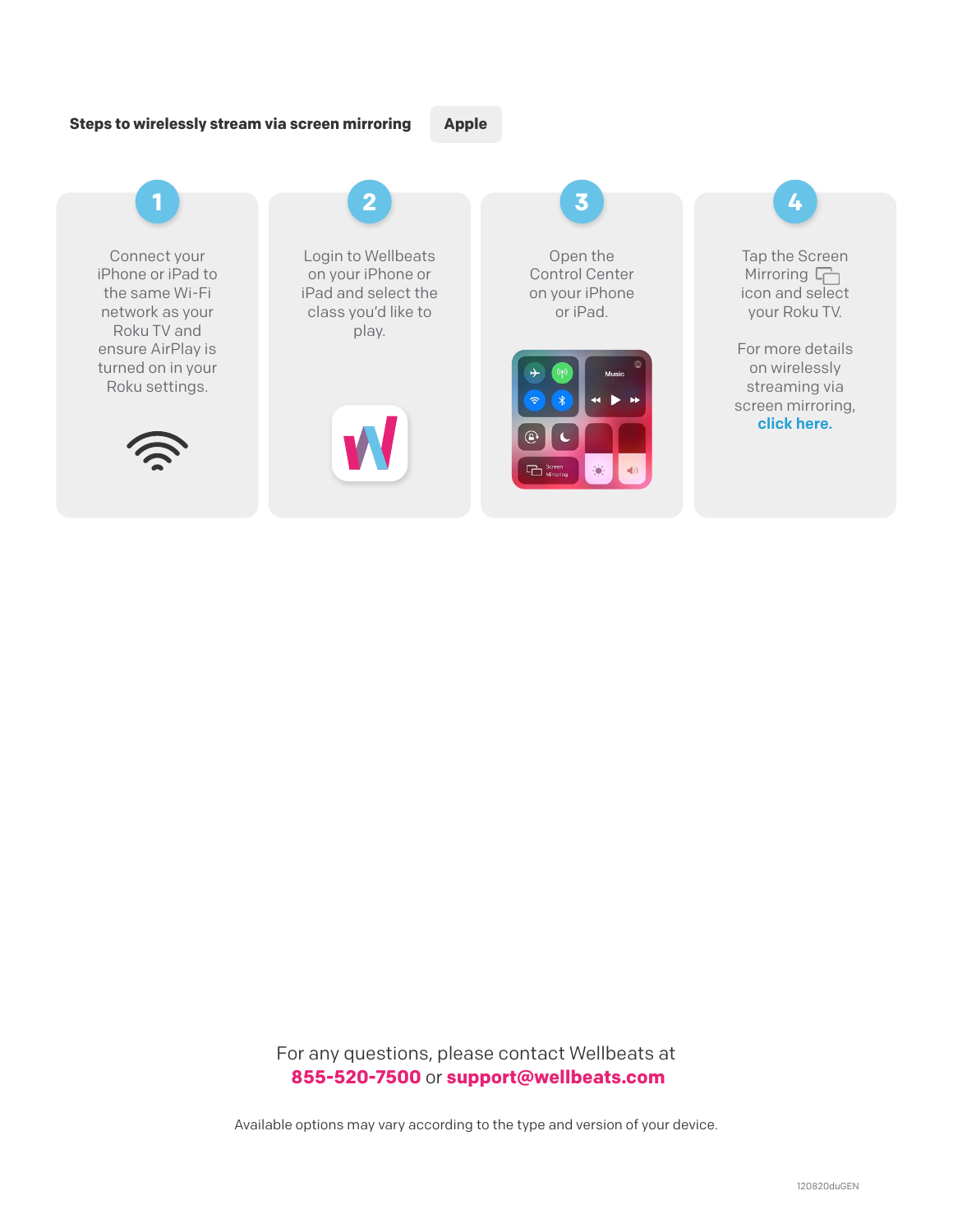**Steps to wirelessly stream via screen mirroring** **Apple**

**1**

Connect your iPhone or iPad to the same Wi-Fi network as your Roku TV and ensure AirPlay is turned on in your Roku settings.

**2**

Login to Wellbeats on your iPhone or iPad and select the class you'd like to play.

**3**

Open the Control Center on your iPhone or iPad.

**4**

Tap the Screen Mirroring icon and select your Roku TV.

For more details on wirelessly streaming via screen mirroring, **click here.**

For any questions, please contact Wellbeats at **855-520-7500** or **support@wellbeats.com**

Available options may vary according to the type and version of your device.

120820duGEN